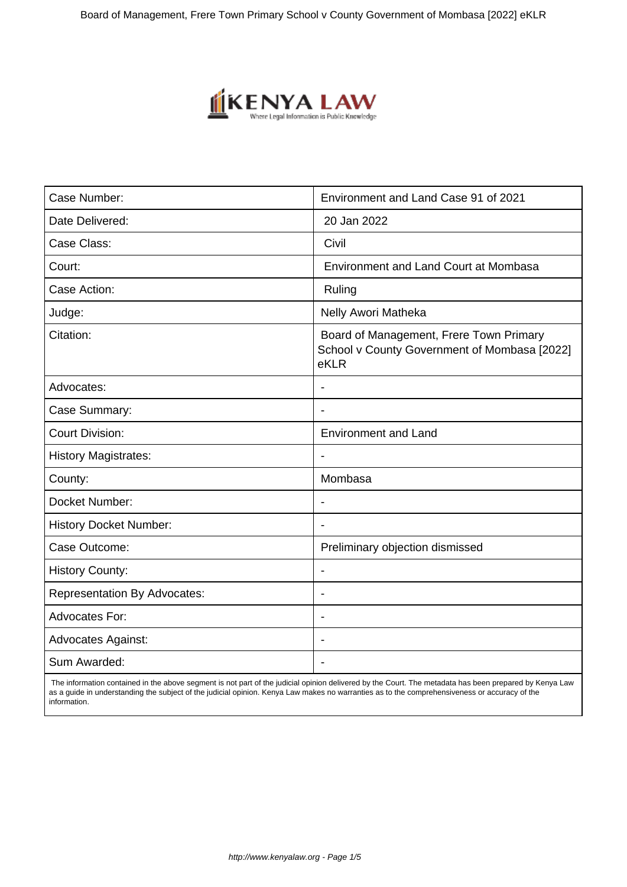| Case Number: | Environment and Land Case 91 of 2021 |
| --- | --- |
| Date Delivered: | 20 Jan 2022 |
| Case Class: | Civil |
| Court: | Environment and Land Court at Mombasa |
| Case Action: | Ruling |
| Judge: | Nelly Awori Matheka |
| Citation: | Board of Management, Frere Town Primary School v County Government of Mombasa [2022] eKLR |
| Advocates: | - |
| Case Summary: | - |
| Court Division: | Environment and Land |
| History Magistrates: | - |
| County: | Mombasa |
| Docket Number: | - |
| History Docket Number: | - |
| Case Outcome: | Preliminary objection dismissed |
| History County: | - |
| Representation By Advocates: | - |
| Advocates For: | - |
| Advocates Against: | - |
| Sum Awarded: | - |

The information contained in the above segment is not part of the judicial opinion delivered by the Court. The metadata has been prepared by Kenya Law as a guide in understanding the subject of the judicial opinion. Kenya Law makes no warranties as to the comprehensiveness or accuracy of the information.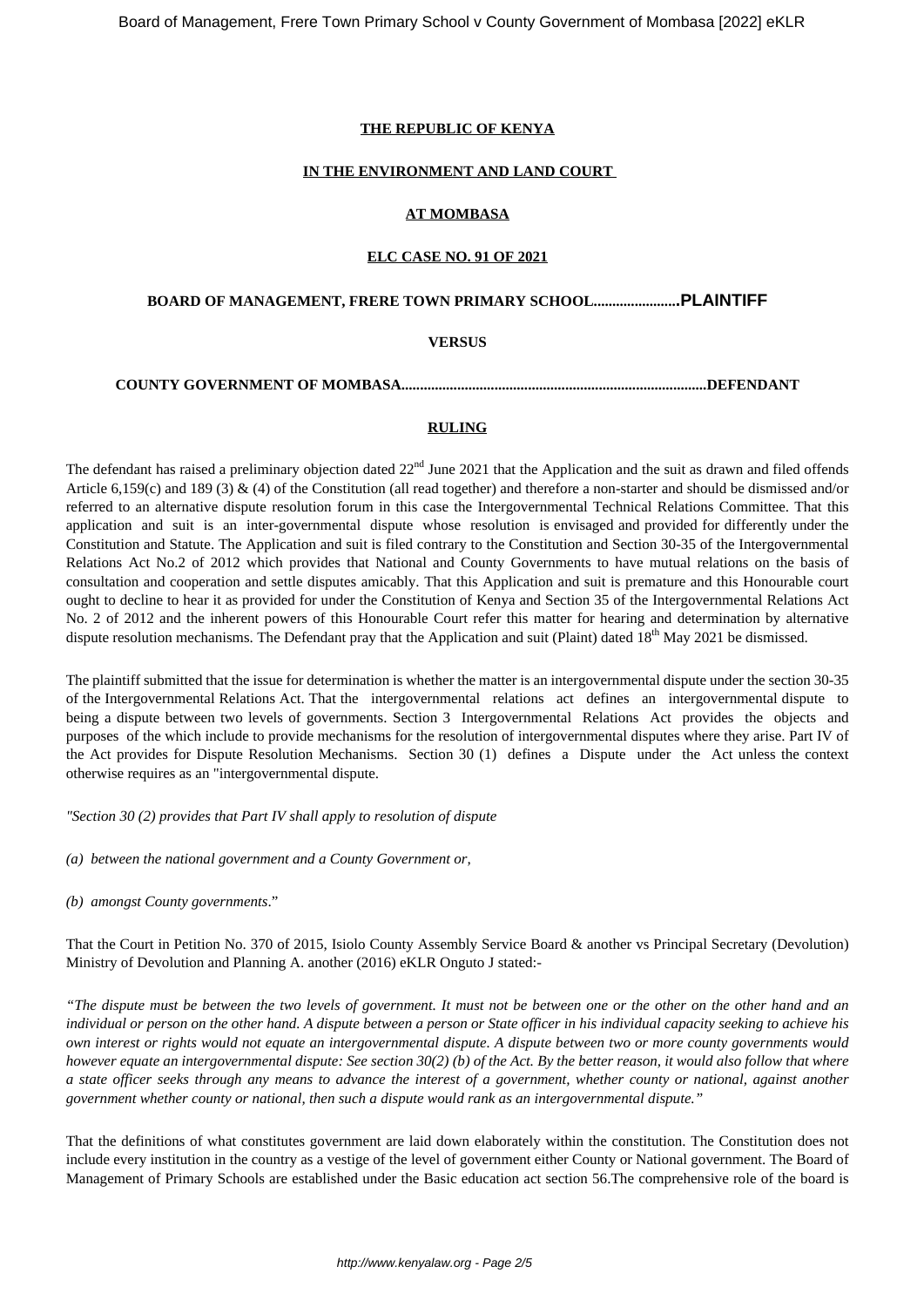**THE REPUBLIC OF KENYA**

**IN THE ENVIRONMENT AND LAND COURT**

**AT MOMBASA**

**ELC CASE NO. 91 OF 2021**

**BOARD OF MANAGEMENT, FRERE TOWN PRIMARY SCHOOL......................PLAINTIFF**

**VERSUS**

**COUNTY GOVERNMENT OF MOMBASA..................................................................................DEFENDANT**

**RULING**

The defendant has raised a preliminary objection dated 22nd June 2021 that the Application and the suit as drawn and filed offends Article 6,159(c) and 189 (3) & (4) of the Constitution (all read together) and therefore a non-starter and should be dismissed and/or referred to an alternative dispute resolution forum in this case the Intergovernmental Technical Relations Committee. That this application and suit is an inter-governmental dispute whose resolution is envisaged and provided for differently under the Constitution and Statute. The Application and suit is filed contrary to the Constitution and Section 30-35 of the Intergovernmental Relations Act No.2 of 2012 which provides that National and County Governments to have mutual relations on the basis of consultation and cooperation and settle disputes amicably. That this Application and suit is premature and this Honourable court ought to decline to hear it as provided for under the Constitution of Kenya and Section 35 of the Intergovernmental Relations Act No. 2 of 2012 and the inherent powers of this Honourable Court refer this matter for hearing and determination by alternative dispute resolution mechanisms. The Defendant pray that the Application and suit (Plaint) dated 18th May 2021 be dismissed.

The plaintiff submitted that the issue for determination is whether the matter is an intergovernmental dispute under the section 30-35 of the Intergovernmental Relations Act. That the intergovernmental relations act defines an intergovernmental dispute to being a dispute between two levels of governments. Section 3 Intergovernmental Relations Act provides the objects and purposes of the which include to provide mechanisms for the resolution of intergovernmental disputes where they arise. Part IV of the Act provides for Dispute Resolution Mechanisms. Section 30 (1) defines a Dispute under the Act unless the context otherwise requires as an "intergovernmental dispute.

*"Section 30 (2) provides that Part IV shall apply to resolution of dispute*

*(a) between the national government and a County Government or,*

*(b) amongst County governments*."

That the Court in Petition No. 370 of 2015, Isiolo County Assembly Service Board & another vs Principal Secretary (Devolution) Ministry of Devolution and Planning A. another (2016) eKLR Onguto J stated:-

*"The dispute must be between the two levels of government. It must not be between one or the other on the other hand and an individual or person on the other hand. A dispute between a person or State officer in his individual capacity seeking to achieve his own interest or rights would not equate an intergovernmental dispute. A dispute between two or more county governments would however equate an intergovernmental dispute: See section 30(2) (b) of the Act. By the better reason, it would also follow that where a state officer seeks through any means to advance the interest of a government, whether county or national, against another government whether county or national, then such a dispute would rank as an intergovernmental dispute."*

That the definitions of what constitutes government are laid down elaborately within the constitution. The Constitution does not include every institution in the country as a vestige of the level of government either County or National government. The Board of Management of Primary Schools are established under the Basic education act section 56.The comprehensive role of the board is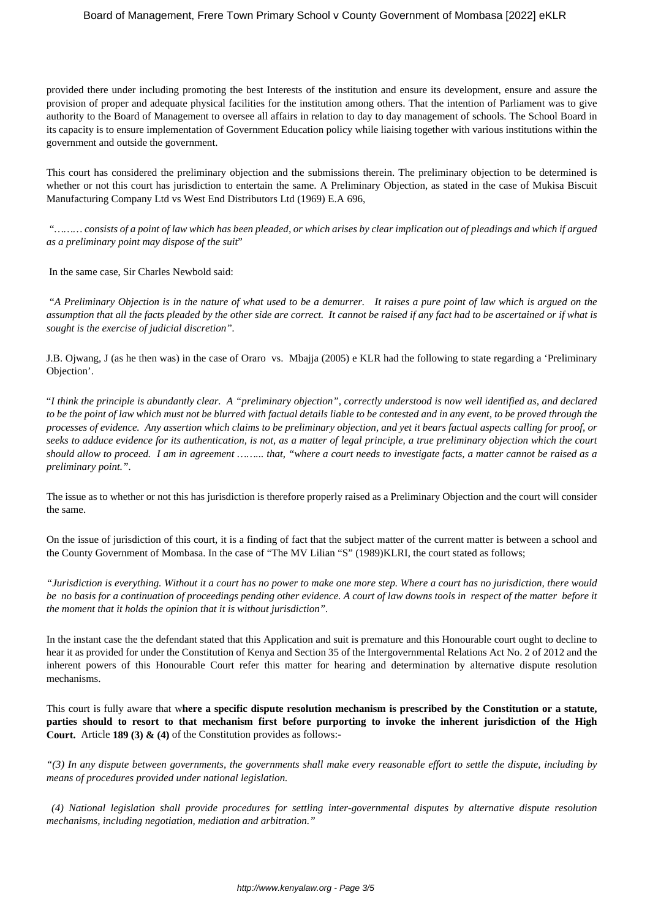provided there under including promoting the best Interests of the institution and ensure its development, ensure and assure the provision of proper and adequate physical facilities for the institution among others. That the intention of Parliament was to give authority to the Board of Management to oversee all affairs in relation to day to day management of schools. The School Board in its capacity is to ensure implementation of Government Education policy while liaising together with various institutions within the government and outside the government.

This court has considered the preliminary objection and the submissions therein. The preliminary objection to be determined is whether or not this court has jurisdiction to entertain the same. A Preliminary Objection, as stated in the case of Mukisa Biscuit Manufacturing Company Ltd vs West End Distributors Ltd (1969) E.A 696,

"*……… consists of a point of law which has been pleaded, or which arises by clear implication out of pleadings and which if argued as a preliminary point may dispose of the suit*"

In the same case, Sir Charles Newbold said:

"*A Preliminary Objection is in the nature of what used to be a demurrer. It raises a pure point of law which is argued on the assumption that all the facts pleaded by the other side are correct. It cannot be raised if any fact had to be ascertained or if what is sought is the exercise of judicial discretion".*

J.B. Ojwang, J (as he then was) in the case of Oraro vs. Mbajja (2005) e KLR had the following to state regarding a 'Preliminary Objection'.

"*I think the principle is abundantly clear. A "preliminary objection", correctly understood is now well identified as, and declared to be the point of law which must not be blurred with factual details liable to be contested and in any event, to be proved through the processes of evidence. Any assertion which claims to be preliminary objection, and yet it bears factual aspects calling for proof, or seeks to adduce evidence for its authentication, is not, as a matter of legal principle, a true preliminary objection which the court should allow to proceed. I am in agreement ……… that, "where a court needs to investigate facts, a matter cannot be raised as a preliminary point.".*

The issue as to whether or not this has jurisdiction is therefore properly raised as a Preliminary Objection and the court will consider the same.

On the issue of jurisdiction of this court, it is a finding of fact that the subject matter of the current matter is between a school and the County Government of Mombasa. In the case of "The MV Lilian "S" (1989)KLRI, the court stated as follows;

*"Jurisdiction is everything. Without it a court has no power to make one more step. Where a court has no jurisdiction, there would be no basis for a continuation of proceedings pending other evidence. A court of law downs tools in respect of the matter before it the moment that it holds the opinion that it is without jurisdiction".*

In the instant case the the defendant stated that this Application and suit is premature and this Honourable court ought to decline to hear it as provided for under the Constitution of Kenya and Section 35 of the Intergovernmental Relations Act No. 2 of 2012 and the inherent powers of this Honourable Court refer this matter for hearing and determination by alternative dispute resolution mechanisms.

This court is fully aware that w**here a specific dispute resolution mechanism is prescribed by the Constitution or a statute, parties should to resort to that mechanism first before purporting to invoke the inherent jurisdiction of the High Court.** Article **189 (3) & (4)** of the Constitution provides as follows:-

*"(3) In any dispute between governments, the governments shall make every reasonable effort to settle the dispute, including by means of procedures provided under national legislation.*

*(4) National legislation shall provide procedures for settling inter-governmental disputes by alternative dispute resolution mechanisms, including negotiation, mediation and arbitration."*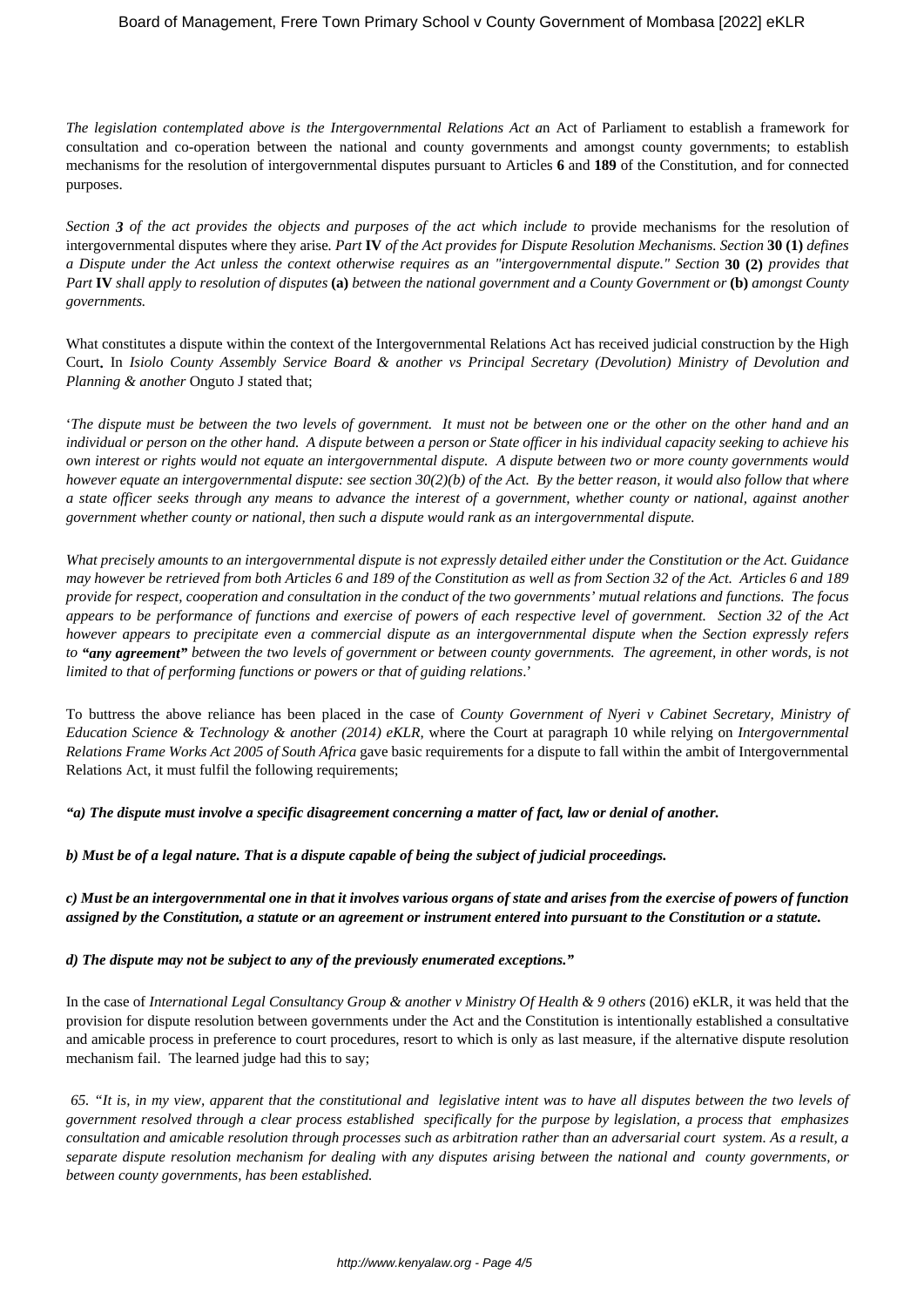*The legislation contemplated above is the Intergovernmental Relations Act a*n Act of Parliament to establish a framework for consultation and co-operation between the national and county governments and amongst county governments; to establish mechanisms for the resolution of intergovernmental disputes pursuant to Articles **6** and **189** of the Constitution, and for connected purposes.

*Section **3** of the act provides the objects and purposes of the act which include to* provide mechanisms for the resolution of intergovernmental disputes where they arise*. Part* **IV** *of the Act provides for Dispute Resolution Mechanisms. Section* **30 (1)** *defines a Dispute under the Act unless the context otherwise requires as an "intergovernmental dispute." Section* **30 (2)** *provides that Part* **IV** *shall apply to resolution of disputes* **(a)** *between the national government and a County Government or* **(b)** *amongst County governments.*

What constitutes a dispute within the context of the Intergovernmental Relations Act has received judicial construction by the High Court**.** In *Isiolo County Assembly Service Board & another vs Principal Secretary (Devolution) Ministry of Devolution and Planning & another* Onguto J stated that;

'*The dispute must be between the two levels of government. It must not be between one or the other on the other hand and an individual or person on the other hand. A dispute between a person or State officer in his individual capacity seeking to achieve his own interest or rights would not equate an intergovernmental dispute. A dispute between two or more county governments would however equate an intergovernmental dispute: see section 30(2)(b) of the Act. By the better reason, it would also follow that where a state officer seeks through any means to advance the interest of a government, whether county or national, against another government whether county or national, then such a dispute would rank as an intergovernmental dispute.*

*What precisely amounts to an intergovernmental dispute is not expressly detailed either under the Constitution or the Act. Guidance may however be retrieved from both Articles 6 and 189 of the Constitution as well as from Section 32 of the Act. Articles 6 and 189 provide for respect, cooperation and consultation in the conduct of the two governments' mutual relations and functions. The focus appears to be performance of functions and exercise of powers of each respective level of government. Section 32 of the Act however appears to precipitate even a commercial dispute as an intergovernmental dispute when the Section expressly refers to **"any agreement"** between the two levels of government or between county governments. The agreement, in other words, is not limited to that of performing functions or powers or that of guiding relations*.'

To buttress the above reliance has been placed in the case of *County Government of Nyeri v Cabinet Secretary, Ministry of Education Science & Technology & another (2014) eKLR,* where the Court at paragraph 10 while relying on *Intergovernmental Relations Frame Works Act 2005 of South Africa* gave basic requirements for a dispute to fall within the ambit of Intergovernmental Relations Act, it must fulfil the following requirements;

***"a) The dispute must involve a specific disagreement concerning a matter of fact, law or denial of another.***

***b) Must be of a legal nature. That is a dispute capable of being the subject of judicial proceedings.***

***c) Must be an intergovernmental one in that it involves various organs of state and arises from the exercise of powers of function assigned by the Constitution, a statute or an agreement or instrument entered into pursuant to the Constitution or a statute.***

***d) The dispute may not be subject to any of the previously enumerated exceptions."***

In the case of *International Legal Consultancy Group & another v Ministry Of Health & 9 others* (2016) eKLR, it was held that the provision for dispute resolution between governments under the Act and the Constitution is intentionally established a consultative and amicable process in preference to court procedures, resort to which is only as last measure, if the alternative dispute resolution mechanism fail. The learned judge had this to say;

*65. "It is, in my view, apparent that the constitutional and legislative intent was to have all disputes between the two levels of government resolved through a clear process established specifically for the purpose by legislation, a process that emphasizes consultation and amicable resolution through processes such as arbitration rather than an adversarial court system. As a result, a separate dispute resolution mechanism for dealing with any disputes arising between the national and county governments, or between county governments, has been established.*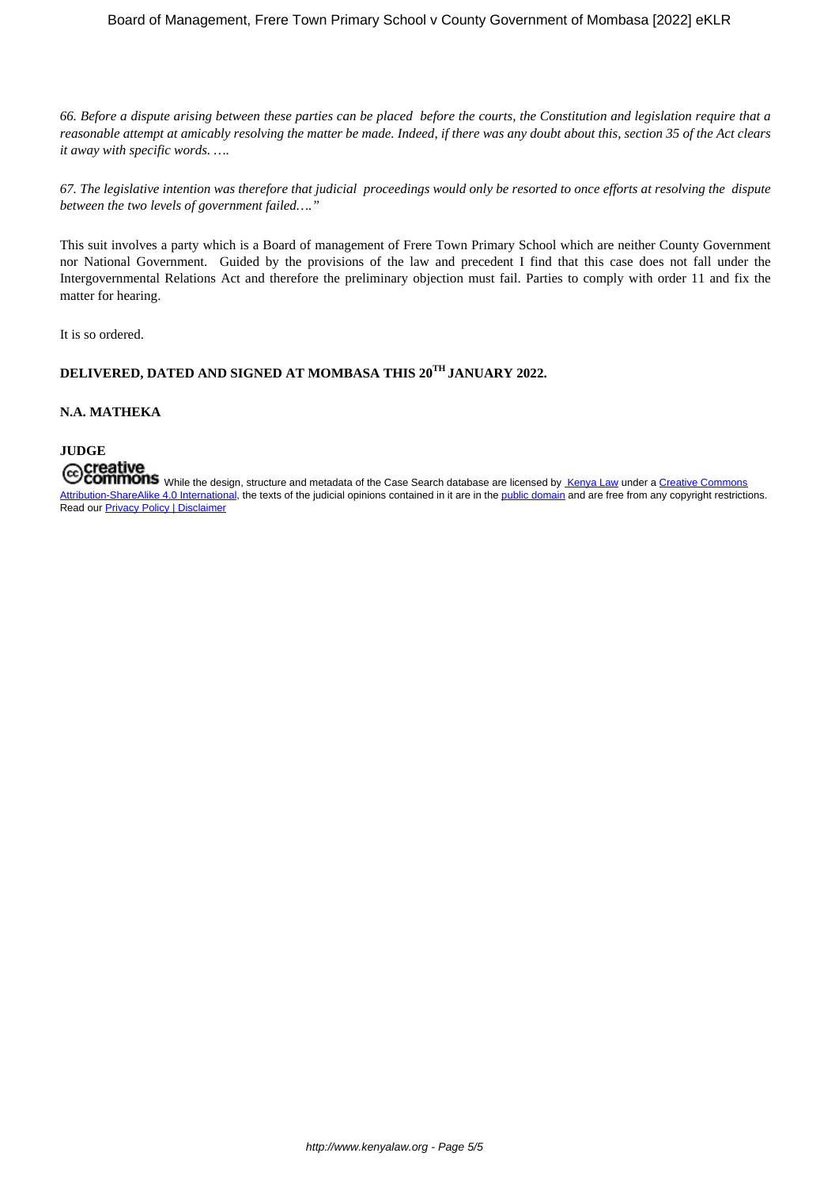*66. Before a dispute arising between these parties can be placed before the courts, the Constitution and legislation require that a reasonable attempt at amicably resolving the matter be made. Indeed, if there was any doubt about this, section 35 of the Act clears it away with specific words. ….*

*67. The legislative intention was therefore that judicial proceedings would only be resorted to once efforts at resolving the dispute between the two levels of government failed….”*

This suit involves a party which is a Board of management of Frere Town Primary School which are neither County Government nor National Government. Guided by the provisions of the law and precedent I find that this case does not fall under the Intergovernmental Relations Act and therefore the preliminary objection must fail. Parties to comply with order 11 and fix the matter for hearing.

It is so ordered.

**DELIVERED, DATED AND SIGNED AT MOMBASA THIS 20TH JANUARY 2022.**

**N.A. MATHEKA**

**JUDGE**

While the design, structure and metadata of the Case Search database are licensed by Kenya Law under a Creative Commons Attribution-ShareAlike 4.0 International, the texts of the judicial opinions contained in it are in the public domain and are free from any copyright restrictions. Read our Privacy Policy | Disclaimer